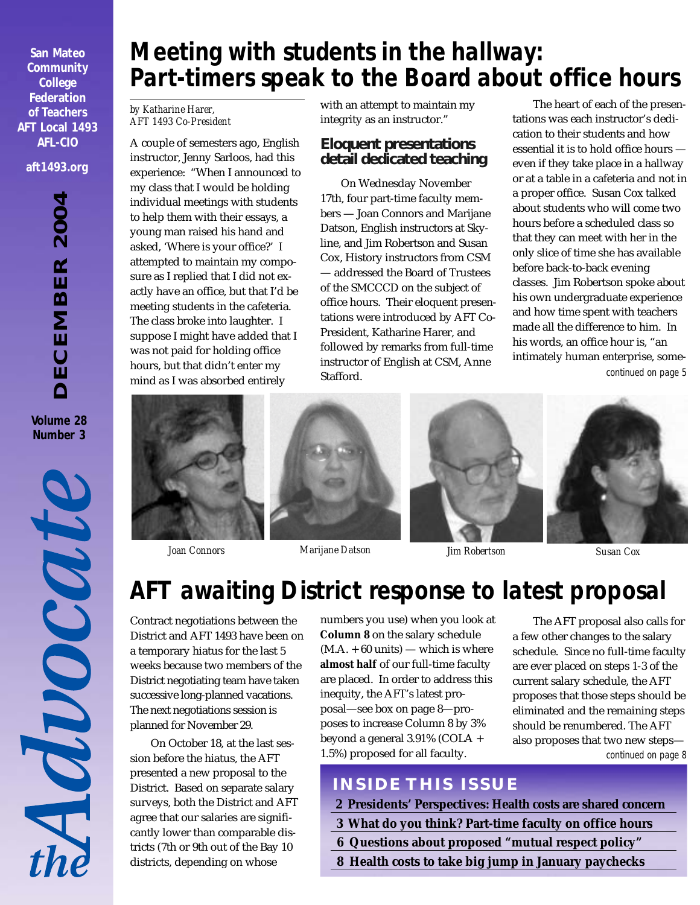San Mateo Community College Federation of Teachers
AFT Local 1493
AFL-CIO

aft1493.org

DECEMBER 2004

Volume 28
Number 3

# the Advocate

# Meeting with students in the hallway: Part-timers speak to the Board about office hours

*by Katharine Harer, AFT 1493 Co-President*

A couple of semesters ago, English instructor, Jenny Sarloos, had this experience: "When I announced to my class that I would be holding individual meetings with students to help them with their essays, a young man raised his hand and asked, 'Where is your office?' I attempted to maintain my composure as I replied that I did not exactly have an office, but that I'd be meeting students in the cafeteria. The class broke into laughter. I suppose I might have added that I was not paid for holding office hours, but that didn't enter my mind as I was absorbed entirely with an attempt to maintain my integrity as an instructor."

## Eloquent presentations detail dedicated teaching

On Wednesday November 17th, four part-time faculty members — Joan Connors and Marijane Datson, English instructors at Skyline, and Jim Robertson and Susan Cox, History instructors from CSM — addressed the Board of Trustees of the SMCCCD on the subject of office hours. Their eloquent presentations were introduced by AFT Co-President, Katharine Harer, and followed by remarks from full-time instructor of English at CSM, Anne Stafford.

The heart of each of the presentations was each instructor's dedication to their students and how essential it is to hold office hours — even if they take place in a hallway or at a table in a cafeteria and not in a proper office. Susan Cox talked about students who will come two hours before a scheduled class so that they can meet with her in the only slice of time she has available before back-to-back evening classes. Jim Robertson spoke about his own undergraduate experience and how time spent with teachers made all the difference to him. In his words, an office hour is, "an intimately human enterprise, some-

*continued on page 5*

Joan Connors | Marijane Datson | Jim Robertson | Susan Cox

# AFT awaiting District response to latest proposal

Contract negotiations between the District and AFT 1493 have been on a temporary hiatus for the last 5 weeks because two members of the District negotiating team have taken successive long-planned vacations. The next negotiations session is planned for November 29.

On October 18, at the last session before the hiatus, the AFT presented a new proposal to the District. Based on separate salary surveys, both the District and AFT agree that our salaries are significantly lower than comparable districts (7th or 9th out of the Bay 10 districts, depending on whose numbers you use) when you look at **Column 8** on the salary schedule (M.A. + 60 units) — which is where **almost half** of our full-time faculty are placed. In order to address this inequity, the AFT's latest proposal—see box on page 8—proposes to increase Column 8 by 3% beyond a general 3.91% (COLA + 1.5%) proposed for all faculty.

The AFT proposal also calls for a few other changes to the salary schedule. Since no full-time faculty are ever placed on steps 1-3 of the current salary schedule, the AFT proposes that those steps should be eliminated and the remaining steps should be renumbered. The AFT also proposes that two new steps—

*continued on page 8*

## INSIDE THIS ISSUE

- 2 Presidents' Perspectives: Health costs are shared concern
- 3 What do you think? Part-time faculty on office hours
- 6 Questions about proposed "mutual respect policy"
- 8 Health costs to take big jump in January paychecks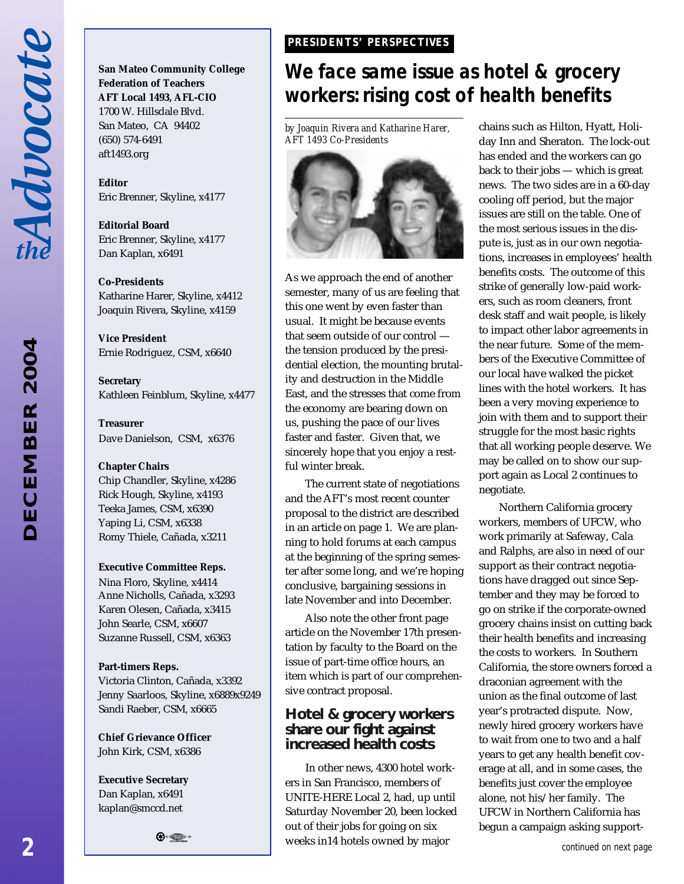**San Mateo Community College Federation of Teachers**
**AFT Local 1493, AFL-CIO**
1700 W. Hillsdale Blvd.
San Mateo, CA 94402
(650) 574-6491
aft1493.org

**Editor**
Eric Brenner, Skyline, x4177

**Editorial Board**
Eric Brenner, Skyline, x4177
Dan Kaplan, x6491

**Co-Presidents**
Katharine Harer, Skyline, x4412
Joaquin Rivera, Skyline, x4159

**Vice President**
Ernie Rodriguez, CSM, x6640

**Secretary**
Kathleen Feinblum, Skyline, x4477

**Treasurer**
Dave Danielson, CSM, x6376

**Chapter Chairs**
Chip Chandler, Skyline, x4286
Rick Hough, Skyline, x4193
Teeka James, CSM, x6390
Yaping Li, CSM, x6338
Romy Thiele, Cañada, x3211

**Executive Committee Reps.**
Nina Floro, Skyline, x4414
Anne Nicholls, Cañada, x3293
Karen Olesen, Cañada, x3415
John Searle, CSM, x6607
Suzanne Russell, CSM, x6363

**Part-timers Reps.**
Victoria Clinton, Cañada, x3392
Jenny Saarloos, Skyline, x6889x9249
Sandi Raeber, CSM, x6665

**Chief Grievance Officer**
John Kirk, CSM, x6386

**Executive Secretary**
Dan Kaplan, x6491
kaplan@smccd.net

**PRESIDENTS' PERSPECTIVES**

# We face same issue as hotel & grocery workers: rising cost of health benefits

*by Joaquin Rivera and Katharine Harer, AFT 1493 Co-Presidents*

As we approach the end of another semester, many of us are feeling that this one went by even faster than usual. It might be because events that seem outside of our control — the tension produced by the presidential election, the mounting brutality and destruction in the Middle East, and the stresses that come from the economy are bearing down on us, pushing the pace of our lives faster and faster. Given that, we sincerely hope that you enjoy a restful winter break.

The current state of negotiations and the AFT's most recent counter proposal to the district are described in an article on page 1. We are planning to hold forums at each campus at the beginning of the spring semester after some long, and we're hoping conclusive, bargaining sessions in late November and into December.

Also note the other front page article on the November 17th presentation by faculty to the Board on the issue of part-time office hours, an item which is part of our comprehensive contract proposal.

## Hotel & grocery workers share our fight against increased health costs

In other news, 4300 hotel workers in San Francisco, members of UNITE-HERE Local 2, had, up until Saturday November 20, been locked out of their jobs for going on six weeks in14 hotels owned by major chains such as Hilton, Hyatt, Holiday Inn and Sheraton. The lock-out has ended and the workers can go back to their jobs — which is great news. The two sides are in a 60-day cooling off period, but the major issues are still on the table. One of the most serious issues in the dispute is, just as in our own negotiations, increases in employees' health benefits costs. The outcome of this strike of generally low-paid workers, such as room cleaners, front desk staff and wait people, is likely to impact other labor agreements in the near future. Some of the members of the Executive Committee of our local have walked the picket lines with the hotel workers. It has been a very moving experience to join with them and to support their struggle for the most basic rights that all working people deserve. We may be called on to show our support again as Local 2 continues to negotiate.

Northern California grocery workers, members of UFCW, who work primarily at Safeway, Cala and Ralphs, are also in need of our support as their contract negotiations have dragged out since September and they may be forced to go on strike if the corporate-owned grocery chains insist on cutting back their health benefits and increasing the costs to workers. In Southern California, the store owners forced a draconian agreement with the union as the final outcome of last year's protracted dispute. Now, newly hired grocery workers have to wait from one to two and a half years to get any health benefit coverage at all, and in some cases, the benefits just cover the employee alone, not his/her family. The UFCW in Northern California has begun a campaign asking support-

*continued on next page*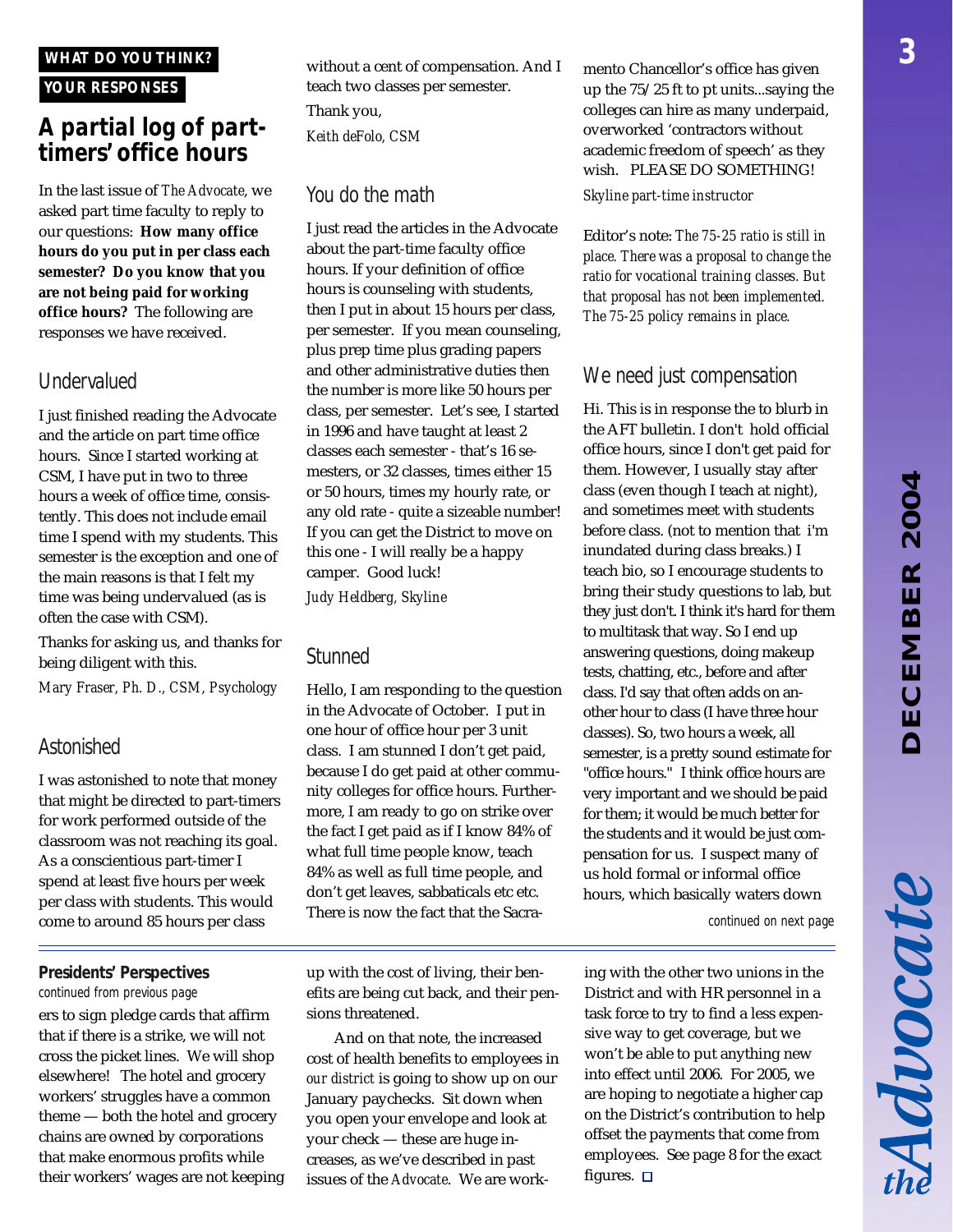**WHAT DO YOU THINK?**

**YOUR RESPONSES**

## A partial log of part-timers' office hours

In the last issue of *The Advocate*, we asked part time faculty to reply to our questions: **How many office hours do you put in per class each semester? Do you know that you are not being paid for working office hours?** The following are responses we have received.

### Undervalued

I just finished reading the Advocate and the article on part time office hours. Since I started working at CSM, I have put in two to three hours a week of office time, consistently. This does not include email time I spend with my students. This semester is the exception and one of the main reasons is that I felt my time was being undervalued (as is often the case with CSM).

Thanks for asking us, and thanks for being diligent with this.

*Mary Fraser, Ph. D., CSM, Psychology*

### Astonished

I was astonished to note that money that might be directed to part-timers for work performed outside of the classroom was not reaching its goal. As a conscientious part-timer I spend at least five hours per week per class with students. This would come to around 85 hours per class without a cent of compensation. And I teach two classes per semester.

Thank you,

*Keith deFolo, CSM*

### You do the math

I just read the articles in the Advocate about the part-time faculty office hours. If your definition of office hours is counseling with students, then I put in about 15 hours per class, per semester. If you mean counseling, plus prep time plus grading papers and other administrative duties then the number is more like 50 hours per class, per semester. Let's see, I started in 1996 and have taught at least 2 classes each semester - that's 16 semesters, or 32 classes, times either 15 or 50 hours, times my hourly rate, or any old rate - quite a sizeable number! If you can get the District to move on this one - I will really be a happy camper. Good luck!

*Judy Heldberg, Skyline*

### Stunned

Hello, I am responding to the question in the Advocate of October. I put in one hour of office hour per 3 unit class. I am stunned I don't get paid, because I do get paid at other community colleges for office hours. Furthermore, I am ready to go on strike over the fact I get paid as if I know 84% of what full time people know, teach 84% as well as full time people, and don't get leaves, sabbaticals etc etc. There is now the fact that the Sacramento Chancellor's office has given up the 75/25 ft to pt units...saying the colleges can hire as many underpaid, overworked 'contractors without academic freedom of speech' as they wish. PLEASE DO SOMETHING!

*Skyline part-time instructor*

Editor's note: *The 75-25 ratio is still in place. There was a proposal to change the ratio for vocational training classes. But that proposal has not been implemented. The 75-25 policy remains in place.*

### We need just compensation

Hi. This is in response the to blurb in the AFT bulletin. I don't hold official office hours, since I don't get paid for them. However, I usually stay after class (even though I teach at night), and sometimes meet with students before class. (not to mention that i'm inundated during class breaks.) I teach bio, so I encourage students to bring their study questions to lab, but they just don't. I think it's hard for them to multitask that way. So I end up answering questions, doing makeup tests, chatting, etc., before and after class. I'd say that often adds on another hour to class (I have three hour classes). So, two hours a week, all semester, is a pretty sound estimate for "office hours." I think office hours are very important and we should be paid for them; it would be much better for the students and it would be just compensation for us. I suspect many of us hold formal or informal office hours, which basically waters down

*continued on next page*

---

**Presidents' Perspectives**

*continued from previous page*

ers to sign pledge cards that affirm that if there is a strike, we will not cross the picket lines. We will shop elsewhere! The hotel and grocery workers' struggles have a common theme — both the hotel and grocery chains are owned by corporations that make enormous profits while their workers' wages are not keeping up with the cost of living, their benefits are being cut back, and their pensions threatened.

And on that note, the increased cost of health benefits to employees in *our district* is going to show up on our January paychecks. Sit down when you open your envelope and look at your check — these are huge increases, as we've described in past issues of the *Advocate*. We are working with the other two unions in the District and with HR personnel in a task force to try to find a less expensive way to get coverage, but we won't be able to put anything new into effect until 2006. For 2005, we are hoping to negotiate a higher cap on the District's contribution to help offset the payments that come from employees. See page 8 for the exact figures.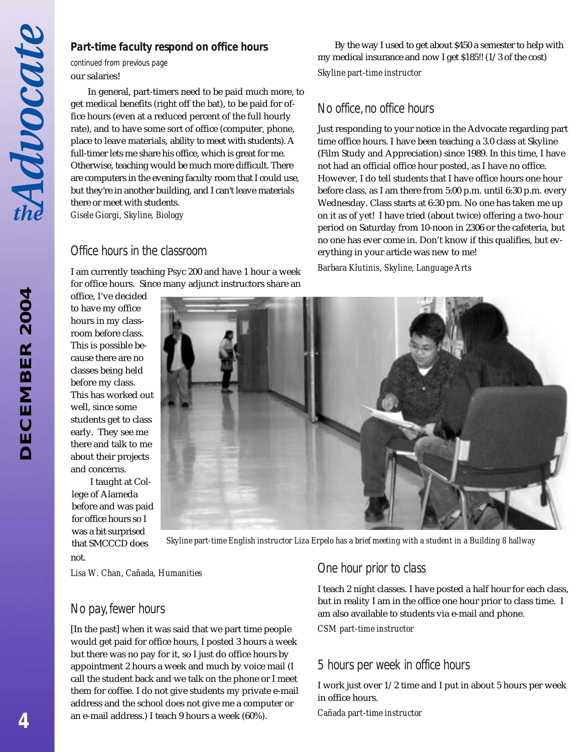## Part-time faculty respond on office hours

*continued from previous page*

our salaries!

In general, part-timers need to be paid much more, to get medical benefits (right off the bat), to be paid for office hours (even at a reduced percent of the full hourly rate), and to have some sort of office (computer, phone, place to leave materials, ability to meet with students). A full-timer lets me share his office, which is great for me. Otherwise, teaching would be much more difficult. There are computers in the evening faculty room that I could use, but they're in another building, and I can't leave materials there or meet with students.

*Gisele Giorgi, Skyline, Biology*

### Office hours in the classroom

I am currently teaching Psyc 200 and have 1 hour a week for office hours. Since many adjunct instructors share an office, I've decided to have my office hours in my classroom before class. This is possible because there are no classes being held before my class. This has worked out well, since some students get to class early. They see me there and talk to me about their projects and concerns.

I taught at College of Alameda before and was paid for office hours so I was a bit surprised that SMCCCD does not.

*Lisa W. Chan, Cañada, Humanities*

### No pay, fewer hours

[In the past] when it was said that we part time people would get paid for office hours, I posted 3 hours a week but there was no pay for it, so I just do office hours by appointment 2 hours a week and much by voice mail (I call the student back and we talk on the phone or I meet them for coffee. I do not give students my private e-mail address and the school does not give me a computer or an e-mail address.) I teach 9 hours a week (60%).

By the way I used to get about $450 a semester to help with my medical insurance and now I get $185!! (1/3 of the cost)

*Skyline part-time instructor*

### No office, no office hours

Just responding to your notice in the Advocate regarding part time office hours. I have been teaching a 3.0 class at Skyline (Film Study and Appreciation) since 1989. In this time, I have not had an official office hour posted, as I have no office. However, I do tell students that I have office hours one hour before class, as I am there from 5:00 p.m. until 6:30 p.m. every Wednesday. Class starts at 6:30 pm. No one has taken me up on it as of yet! I have tried (about twice) offering a two-hour period on Saturday from 10-noon in 2306 or the cafeteria, but no one has ever come in. Don't know if this qualifies, but everything in your article was new to me!

*Barbara Klutinis, Skyline, Language Arts*

*Skyline part-time English instructor Liza Erpelo has a brief meeting with a student in a Building 8 hallway*

### One hour prior to class

I teach 2 night classes. I have posted a half hour for each class, but in reality I am in the office one hour prior to class time. I am also available to students via e-mail and phone.

*CSM part-time instructor*

### 5 hours per week in office hours

I work just over 1/2 time and I put in about 5 hours per week in office hours.

*Cañada part-time instructor*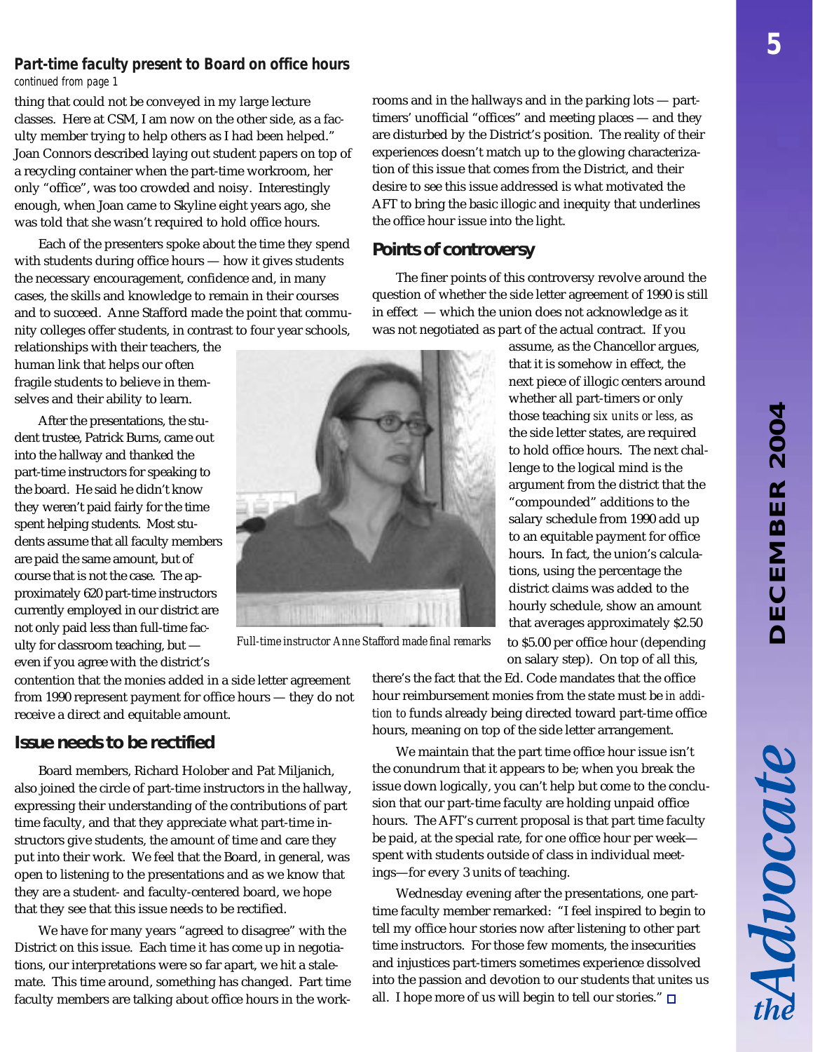### Part-time faculty present to Board on office hours

*continued from page 1*

thing that could not be conveyed in my large lecture classes. Here at CSM, I am now on the other side, as a faculty member trying to help others as I had been helped." Joan Connors described laying out student papers on top of a recycling container when the part-time workroom, her only "office", was too crowded and noisy. Interestingly enough, when Joan came to Skyline eight years ago, she was told that she wasn't required to hold office hours.

Each of the presenters spoke about the time they spend with students during office hours — how it gives students the necessary encouragement, confidence and, in many cases, the skills and knowledge to remain in their courses and to succeed. Anne Stafford made the point that community colleges offer students, in contrast to four year schools, relationships with their teachers, the human link that helps our often fragile students to believe in themselves and their ability to learn.

After the presentations, the student trustee, Patrick Burns, came out into the hallway and thanked the part-time instructors for speaking to the board. He said he didn't know they weren't paid fairly for the time spent helping students. Most students assume that all faculty members are paid the same amount, but of course that is not the case. The approximately 620 part-time instructors currently employed in our district are not only paid less than full-time faculty for classroom teaching, but — even if you agree with the district's contention that the monies added in a side letter agreement from 1990 represent payment for office hours — they do not receive a direct and equitable amount.

*Full-time instructor Anne Stafford made final remarks*

## Issue needs to be rectified

Board members, Richard Holober and Pat Miljanich, also joined the circle of part-time instructors in the hallway, expressing their understanding of the contributions of part time faculty, and that they appreciate what part-time instructors give students, the amount of time and care they put into their work. We feel that the Board, in general, was open to listening to the presentations and as we know that they are a student- and faculty-centered board, we hope that they see that this issue needs to be rectified.

We have for many years "agreed to disagree" with the District on this issue. Each time it has come up in negotiations, our interpretations were so far apart, we hit a stalemate. This time around, something has changed. Part time faculty members are talking about office hours in the workrooms and in the hallways and in the parking lots — part-timers' unofficial "offices" and meeting places — and they are disturbed by the District's position. The reality of their experiences doesn't match up to the glowing characterization of this issue that comes from the District, and their desire to see this issue addressed is what motivated the AFT to bring the basic illogic and inequity that underlines the office hour issue into the light.

## Points of controversy

The finer points of this controversy revolve around the question of whether the side letter agreement of 1990 is still in effect — which the union does not acknowledge as it was not negotiated as part of the actual contract. If you assume, as the Chancellor argues, that it is somehow in effect, the next piece of illogic centers around whether all part-timers or only those teaching *six units or less*, as the side letter states, are required to hold office hours. The next challenge to the logical mind is the argument from the district that the "compounded" additions to the salary schedule from 1990 add up to an equitable payment for office hours. In fact, the union's calculations, using the percentage the district claims was added to the hourly schedule, show an amount that averages approximately $2.50 to $5.00 per office hour (depending on salary step). On top of all this, there's the fact that the Ed. Code mandates that the office hour reimbursement monies from the state must be *in addition to* funds already being directed toward part-time office hours, meaning on top of the side letter arrangement.

We maintain that the part time office hour issue isn't the conundrum that it appears to be; when you break the issue down logically, you can't help but come to the conclusion that our part-time faculty are holding unpaid office hours. The AFT's current proposal is that part time faculty be paid, at the special rate, for one office hour per week—spent with students outside of class in individual meetings—for every 3 units of teaching.

Wednesday evening after the presentations, one part-time faculty member remarked: "I feel inspired to begin to tell my office hour stories now after listening to other part time instructors. For those few moments, the insecurities and injustices part-timers sometimes experience dissolved into the passion and devotion to our students that unites us all. I hope more of us will begin to tell our stories." □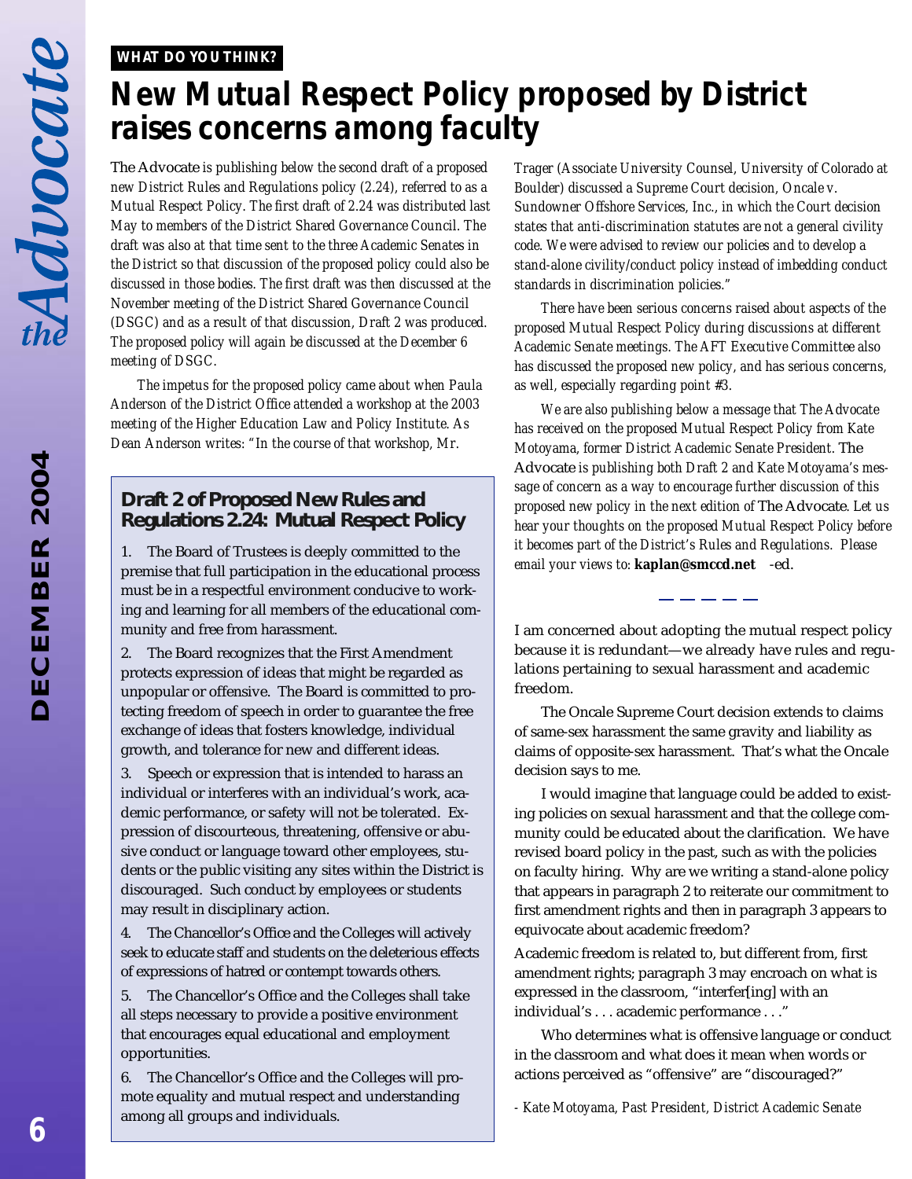**WHAT DO YOU THINK?**

# New Mutual Respect Policy proposed by District raises concerns among faculty

*The Advocate is publishing below the second draft of a proposed new District Rules and Regulations policy (2.24), referred to as a Mutual Respect Policy. The first draft of 2.24 was distributed last May to members of the District Shared Governance Council. The draft was also at that time sent to the three Academic Senates in the District so that discussion of the proposed policy could also be discussed in those bodies. The first draft was then discussed at the November meeting of the District Shared Governance Council (DSGC) and as a result of that discussion, Draft 2 was produced. The proposed policy will again be discussed at the December 6 meeting of DSGC.*

*The impetus for the proposed policy came about when Paula Anderson of the District Office attended a workshop at the 2003 meeting of the Higher Education Law and Policy Institute. As Dean Anderson writes: "In the course of that workshop, Mr. Trager (Associate University Counsel, University of Colorado at Boulder) discussed a Supreme Court decision, Oncale v. Sundowner Offshore Services, Inc., in which the Court decision states that anti-discrimination statutes are not a general civility code. We were advised to review our policies and to develop a stand-alone civility/conduct policy instead of imbedding conduct standards in discrimination policies."*

*There have been serious concerns raised about aspects of the proposed Mutual Respect Policy during discussions at different Academic Senate meetings. The AFT Executive Committee also has discussed the proposed new policy, and has serious concerns, as well, especially regarding point #3.*

*We are also publishing below a message that The Advocate has received on the proposed Mutual Respect Policy from Kate Motoyama, former District Academic Senate President. The Advocate is publishing both Draft 2 and Kate Motoyama's message of concern as a way to encourage further discussion of this proposed new policy in the next edition of The Advocate. Let us hear your thoughts on the proposed Mutual Respect Policy before it becomes part of the District's Rules and Regulations. Please email your views to:* **kaplan@smccd.net** *-ed.*

## Draft 2 of Proposed New Rules and Regulations 2.24: Mutual Respect Policy

1. The Board of Trustees is deeply committed to the premise that full participation in the educational process must be in a respectful environment conducive to working and learning for all members of the educational community and free from harassment.

2. The Board recognizes that the First Amendment protects expression of ideas that might be regarded as unpopular or offensive. The Board is committed to protecting freedom of speech in order to guarantee the free exchange of ideas that fosters knowledge, individual growth, and tolerance for new and different ideas.

3. Speech or expression that is intended to harass an individual or interferes with an individual's work, academic performance, or safety will not be tolerated. Expression of discourteous, threatening, offensive or abusive conduct or language toward other employees, students or the public visiting any sites within the District is discouraged. Such conduct by employees or students may result in disciplinary action.

4. The Chancellor's Office and the Colleges will actively seek to educate staff and students on the deleterious effects of expressions of hatred or contempt towards others.

5. The Chancellor's Office and the Colleges shall take all steps necessary to provide a positive environment that encourages equal educational and employment opportunities.

6. The Chancellor's Office and the Colleges will promote equality and mutual respect and understanding among all groups and individuals.

---

I am concerned about adopting the mutual respect policy because it is redundant—we already have rules and regulations pertaining to sexual harassment and academic freedom.

The Oncale Supreme Court decision extends to claims of same-sex harassment the same gravity and liability as claims of opposite-sex harassment. That's what the Oncale decision says to me.

I would imagine that language could be added to existing policies on sexual harassment and that the college community could be educated about the clarification. We have revised board policy in the past, such as with the policies on faculty hiring. Why are we writing a stand-alone policy that appears in paragraph 2 to reiterate our commitment to first amendment rights and then in paragraph 3 appears to equivocate about academic freedom?

Academic freedom is related to, but different from, first amendment rights; paragraph 3 may encroach on what is expressed in the classroom, "interfer[ing] with an individual's . . . academic performance . . ."

Who determines what is offensive language or conduct in the classroom and what does it mean when words or actions perceived as "offensive" are "discouraged?"

*- Kate Motoyama, Past President, District Academic Senate*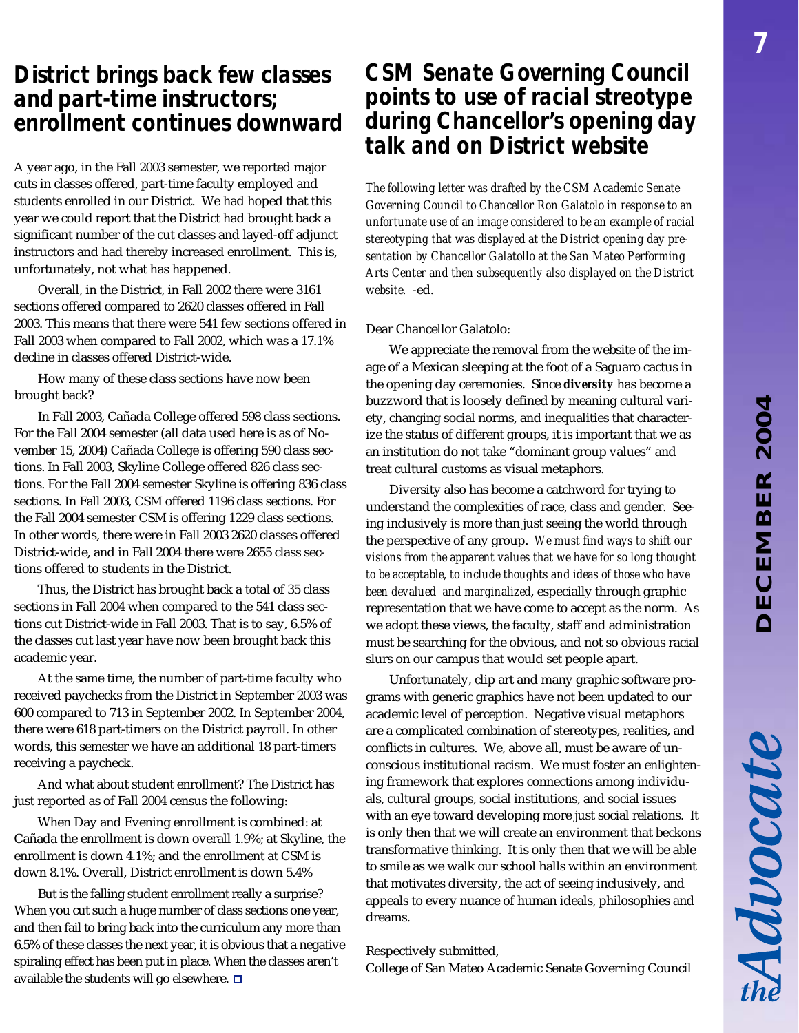## District brings back few classes and part-time instructors; enrollment continues downward

A year ago, in the Fall 2003 semester, we reported major cuts in classes offered, part-time faculty employed and students enrolled in our District. We had hoped that this year we could report that the District had brought back a significant number of the cut classes and layed-off adjunct instructors and had thereby increased enrollment. This is, unfortunately, not what has happened.

Overall, in the District, in Fall 2002 there were 3161 sections offered compared to 2620 classes offered in Fall 2003. This means that there were 541 few sections offered in Fall 2003 when compared to Fall 2002, which was a 17.1% decline in classes offered District-wide.

How many of these class sections have now been brought back?

In Fall 2003, Cañada College offered 598 class sections. For the Fall 2004 semester (all data used here is as of November 15, 2004) Cañada College is offering 590 class sections. In Fall 2003, Skyline College offered 826 class sections. For the Fall 2004 semester Skyline is offering 836 class sections. In Fall 2003, CSM offered 1196 class sections. For the Fall 2004 semester CSM is offering 1229 class sections. In other words, there were in Fall 2003 2620 classes offered District-wide, and in Fall 2004 there were 2655 class sections offered to students in the District.

Thus, the District has brought back a total of 35 class sections in Fall 2004 when compared to the 541 class sections cut District-wide in Fall 2003. That is to say, 6.5% of the classes cut last year have now been brought back this academic year.

At the same time, the number of part-time faculty who received paychecks from the District in September 2003 was 600 compared to 713 in September 2002. In September 2004, there were 618 part-timers on the District payroll. In other words, this semester we have an additional 18 part-timers receiving a paycheck.

And what about student enrollment? The District has just reported as of Fall 2004 census the following:

When Day and Evening enrollment is combined: at Cañada the enrollment is down overall 1.9%; at Skyline, the enrollment is down 4.1%; and the enrollment at CSM is down 8.1%. Overall, District enrollment is down 5.4%

But is the falling student enrollment really a surprise? When you cut such a huge number of class sections one year, and then fail to bring back into the curriculum any more than 6.5% of these classes the next year, it is obvious that a negative spiraling effect has been put in place. When the classes aren't available the students will go elsewhere. □

## CSM Senate Governing Council points to use of racial streotype during Chancellor's opening day talk and on District website

*The following letter was drafted by the CSM Academic Senate Governing Council to Chancellor Ron Galatolo in response to an unfortunate use of an image considered to be an example of racial stereotyping that was displayed at the District opening day presentation by Chancellor Galatollo at the San Mateo Performing Arts Center and then subsequently also displayed on the District website.* -ed.

Dear Chancellor Galatolo:

We appreciate the removal from the website of the image of a Mexican sleeping at the foot of a Saguaro cactus in the opening day ceremonies. Since ***diversity*** has become a buzzword that is loosely defined by meaning cultural variety, changing social norms, and inequalities that characterize the status of different groups, it is important that we as an institution do not take "dominant group values" and treat cultural customs as visual metaphors.

Diversity also has become a catchword for trying to understand the complexities of race, class and gender. Seeing inclusively is more than just seeing the world through the perspective of any group. *We must find ways to shift our visions from the apparent values that we have for so long thought to be acceptable, to include thoughts and ideas of those who have been devalued and marginalized*, especially through graphic representation that we have come to accept as the norm. As we adopt these views, the faculty, staff and administration must be searching for the obvious, and not so obvious racial slurs on our campus that would set people apart.

Unfortunately, clip art and many graphic software programs with generic graphics have not been updated to our academic level of perception. Negative visual metaphors are a complicated combination of stereotypes, realities, and conflicts in cultures. We, above all, must be aware of unconscious institutional racism. We must foster an enlightening framework that explores connections among individuals, cultural groups, social institutions, and social issues with an eye toward developing more just social relations. It is only then that we will create an environment that beckons transformative thinking. It is only then that we will be able to smile as we walk our school halls within an environment that motivates diversity, the act of seeing inclusively, and appeals to every nuance of human ideals, philosophies and dreams.

Respectively submitted,
College of San Mateo Academic Senate Governing Council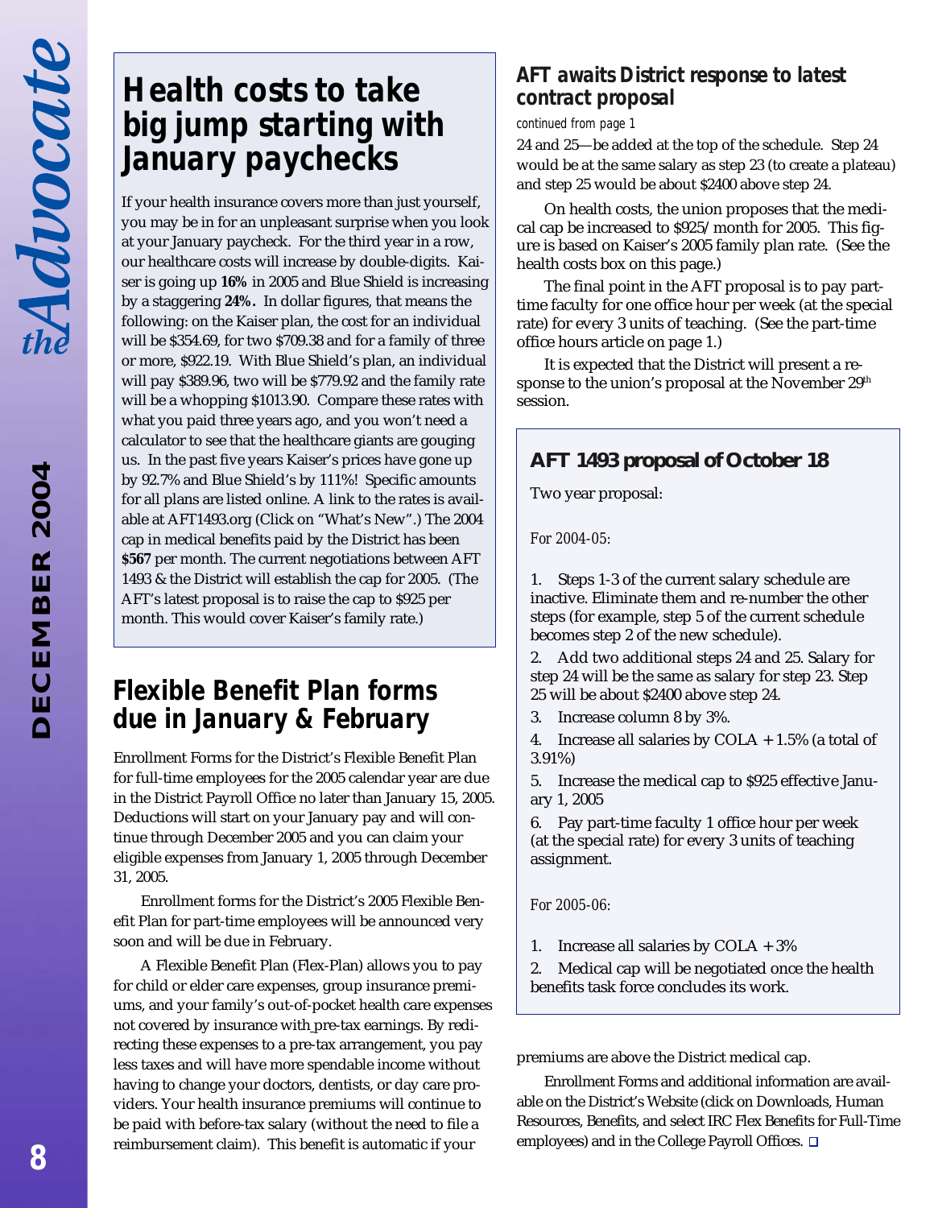## Health costs to take big jump starting with January paychecks

If your health insurance covers more than just yourself, you may be in for an unpleasant surprise when you look at your January paycheck. For the third year in a row, our healthcare costs will increase by double-digits. Kaiser is going up **16%** in 2005 and Blue Shield is increasing by a staggering **24%.** In dollar figures, that means the following: on the Kaiser plan, the cost for an individual will be $354.69, for two $709.38 and for a family of three or more, $922.19. With Blue Shield's plan, an individual will pay $389.96, two will be $779.92 and the family rate will be a whopping $1013.90. Compare these rates with what you paid three years ago, and you won't need a calculator to see that the healthcare giants are gouging us. In the past five years Kaiser's prices have gone up by 92.7% and Blue Shield's by 111%! Specific amounts for all plans are listed online. A link to the rates is available at AFT1493.org (Click on "What's New".) The 2004 cap in medical benefits paid by the District has been **$567** per month. The current negotiations between AFT 1493 & the District will establish the cap for 2005. (The AFT's latest proposal is to raise the cap to $925 per month. This would cover Kaiser's family rate.)

## Flexible Benefit Plan forms due in January & February

Enrollment Forms for the District's Flexible Benefit Plan for full-time employees for the 2005 calendar year are due in the District Payroll Office no later than January 15, 2005. Deductions will start on your January pay and will continue through December 2005 and you can claim your eligible expenses from January 1, 2005 through December 31, 2005.

Enrollment forms for the District's 2005 Flexible Benefit Plan for part-time employees will be announced very soon and will be due in February.

A Flexible Benefit Plan (Flex-Plan) allows you to pay for child or elder care expenses, group insurance premiums, and your family's out-of-pocket health care expenses not covered by insurance with pre-tax earnings. By redirecting these expenses to a pre-tax arrangement, you pay less taxes and will have more spendable income without having to change your doctors, dentists, or day care providers. Your health insurance premiums will continue to be paid with before-tax salary (without the need to file a reimbursement claim). This benefit is automatic if your premiums are above the District medical cap.

Enrollment Forms and additional information are available on the District's Website (click on Downloads, Human Resources, Benefits, and select IRC Flex Benefits for Full-Time employees) and in the College Payroll Offices. ❑

## AFT awaits District response to latest contract proposal

*continued from page 1*

24 and 25—be added at the top of the schedule. Step 24 would be at the same salary as step 23 (to create a plateau) and step 25 would be about $2400 above step 24.

On health costs, the union proposes that the medical cap be increased to $925/month for 2005. This figure is based on Kaiser's 2005 family plan rate. (See the health costs box on this page.)

The final point in the AFT proposal is to pay part-time faculty for one office hour per week (at the special rate) for every 3 units of teaching. (See the part-time office hours article on page 1.)

It is expected that the District will present a response to the union's proposal at the November 29th session.

### AFT 1493 proposal of October 18

Two year proposal:

*For 2004-05:*

1. Steps 1-3 of the current salary schedule are inactive. Eliminate them and re-number the other steps (for example, step 5 of the current schedule becomes step 2 of the new schedule).
2. Add two additional steps 24 and 25. Salary for step 24 will be the same as salary for step 23. Step 25 will be about $2400 above step 24.
3. Increase column 8 by 3%.
4. Increase all salaries by COLA + 1.5% (a total of 3.91%)
5. Increase the medical cap to $925 effective January 1, 2005
6. Pay part-time faculty 1 office hour per week (at the special rate) for every 3 units of teaching assignment.

*For 2005-06:*

1. Increase all salaries by COLA + 3%
2. Medical cap will be negotiated once the health benefits task force concludes its work.